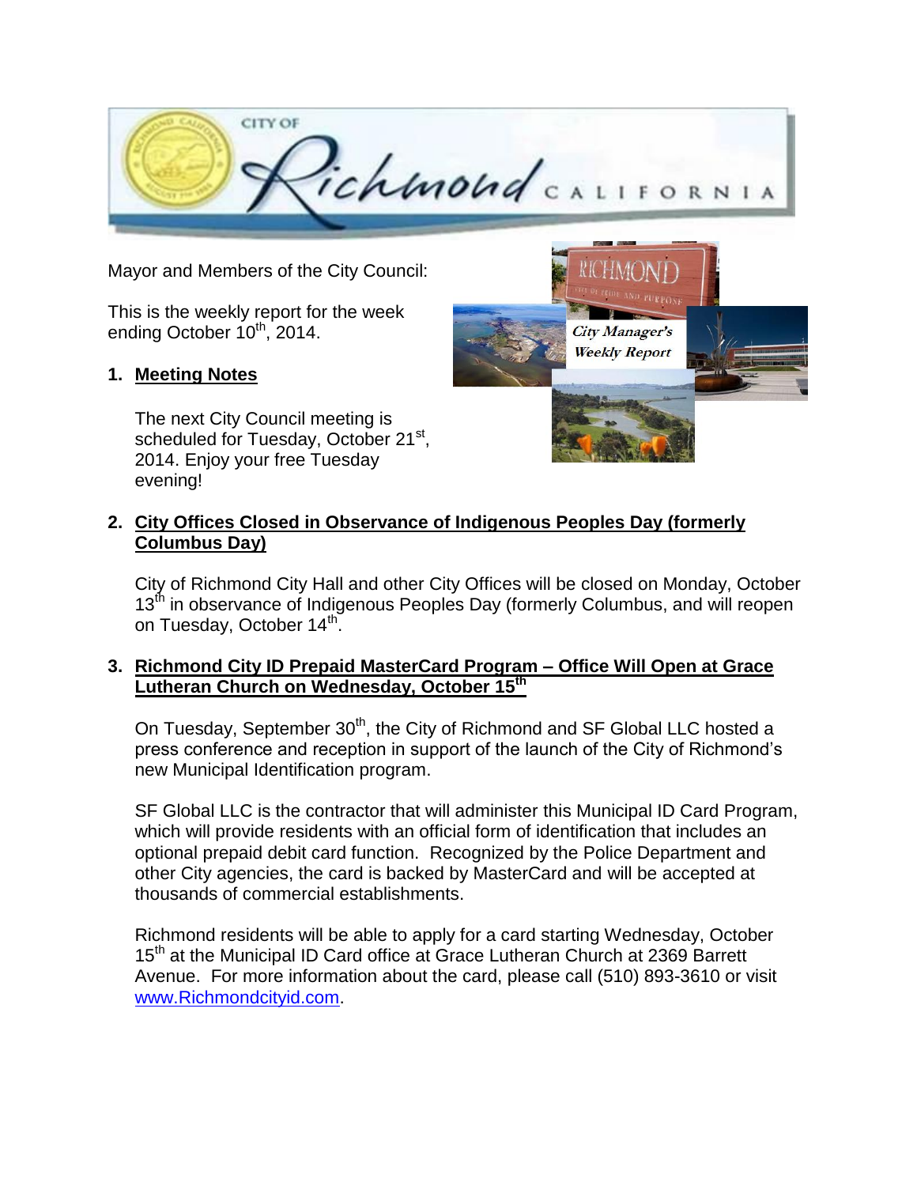Mayor and Members of the City Council:

This is the weekly report for the week ending October 10th, 2014.

1. **Meeting Notes**

   The next City Council meeting is scheduled for Tuesday, October 21st, 2014. Enjoy your free Tuesday evening!

2. **City Offices Closed in Observance of Indigenous Peoples Day (formerly Columbus Day)**

   City of Richmond City Hall and other City Offices will be closed on Monday, October 13th in observance of Indigenous Peoples Day (formerly Columbus, and will reopen on Tuesday, October 14th.

3. **Richmond City ID Prepaid MasterCard Program – Office Will Open at Grace Lutheran Church on Wednesday, October 15th**

   On Tuesday, September 30th, the City of Richmond and SF Global LLC hosted a press conference and reception in support of the launch of the City of Richmond's new Municipal Identification program.

   SF Global LLC is the contractor that will administer this Municipal ID Card Program, which will provide residents with an official form of identification that includes an optional prepaid debit card function. Recognized by the Police Department and other City agencies, the card is backed by MasterCard and will be accepted at thousands of commercial establishments.

   Richmond residents will be able to apply for a card starting Wednesday, October 15th at the Municipal ID Card office at Grace Lutheran Church at 2369 Barrett Avenue. For more information about the card, please call (510) 893-3610 or visit www.Richmondcityid.com.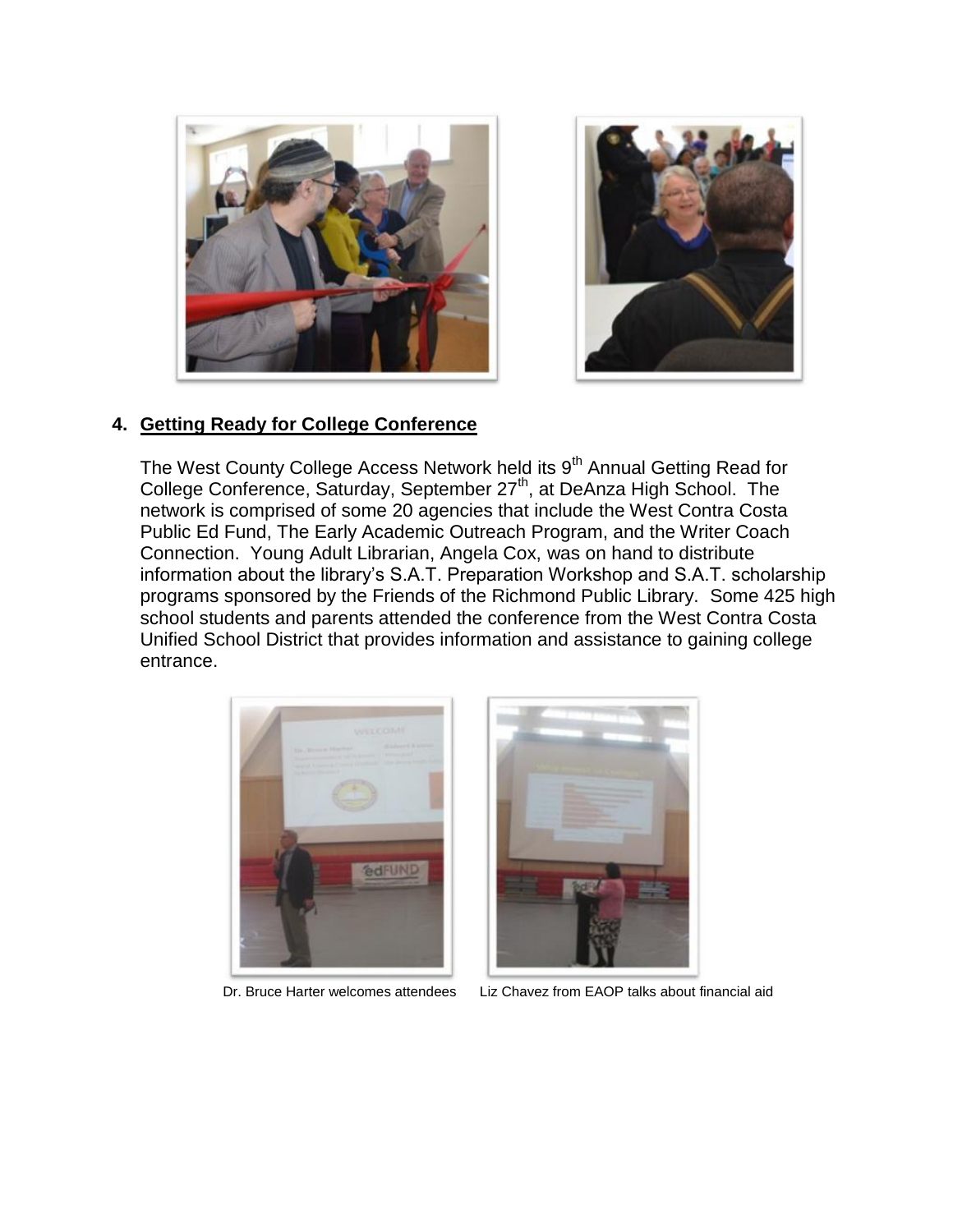## 4. Getting Ready for College Conference

The West County College Access Network held its 9th Annual Getting Read for College Conference, Saturday, September 27th, at DeAnza High School. The network is comprised of some 20 agencies that include the West Contra Costa Public Ed Fund, The Early Academic Outreach Program, and the Writer Coach Connection. Young Adult Librarian, Angela Cox, was on hand to distribute information about the library's S.A.T. Preparation Workshop and S.A.T. scholarship programs sponsored by the Friends of the Richmond Public Library. Some 425 high school students and parents attended the conference from the West Contra Costa Unified School District that provides information and assistance to gaining college entrance.

Dr. Bruce Harter welcomes attendees

Liz Chavez from EAOP talks about financial aid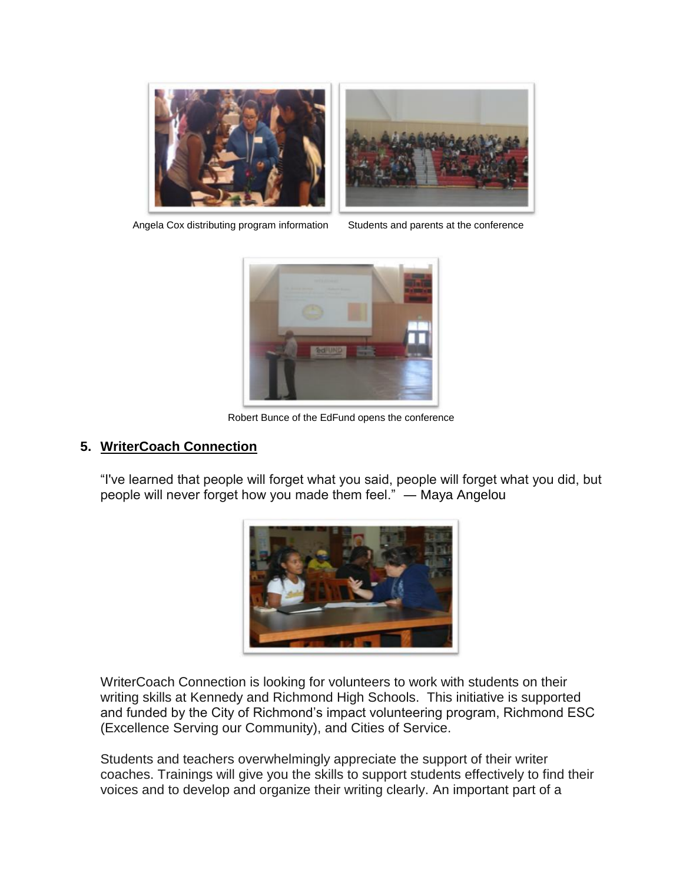Angela Cox distributing program information

Students and parents at the conference

Robert Bunce of the EdFund opens the conference

## 5. WriterCoach Connection

"I've learned that people will forget what you said, people will forget what you did, but people will never forget how you made them feel." — Maya Angelou

WriterCoach Connection is looking for volunteers to work with students on their writing skills at Kennedy and Richmond High Schools. This initiative is supported and funded by the City of Richmond's impact volunteering program, Richmond ESC (Excellence Serving our Community), and Cities of Service.

Students and teachers overwhelmingly appreciate the support of their writer coaches. Trainings will give you the skills to support students effectively to find their voices and to develop and organize their writing clearly. An important part of a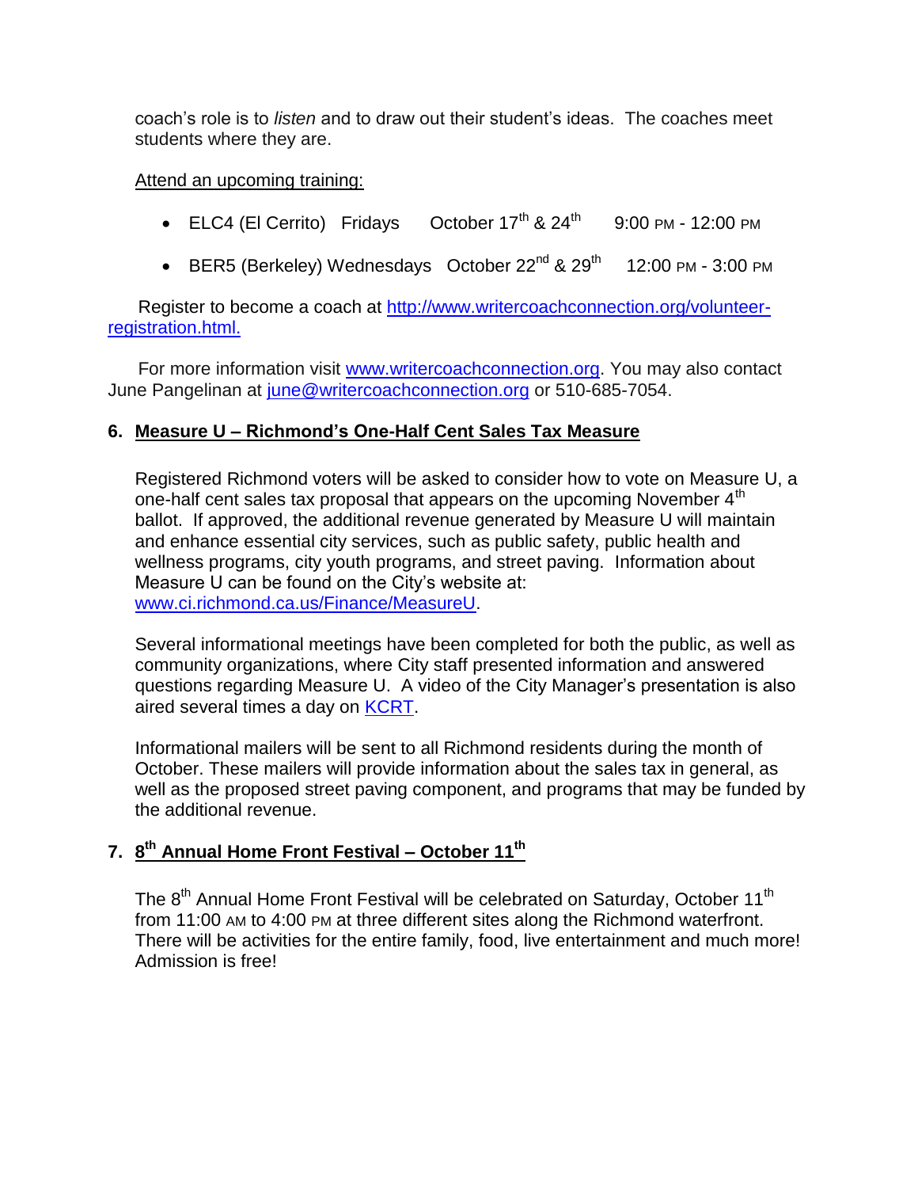coach's role is to *listen* and to draw out their student's ideas. The coaches meet students where they are.

Attend an upcoming training:

- ELC4 (El Cerrito) Fridays October 17th & 24th 9:00 PM - 12:00 PM
- BER5 (Berkeley) Wednesdays October 22nd & 29th 12:00 PM - 3:00 PM

Register to become a coach at http://www.writercoachconnection.org/volunteer-registration.html.

For more information visit www.writercoachconnection.org. You may also contact June Pangelinan at june@writercoachconnection.org or 510-685-7054.

## 6. Measure U – Richmond's One-Half Cent Sales Tax Measure

Registered Richmond voters will be asked to consider how to vote on Measure U, a one-half cent sales tax proposal that appears on the upcoming November 4th ballot. If approved, the additional revenue generated by Measure U will maintain and enhance essential city services, such as public safety, public health and wellness programs, city youth programs, and street paving. Information about Measure U can be found on the City's website at: www.ci.richmond.ca.us/Finance/MeasureU.

Several informational meetings have been completed for both the public, as well as community organizations, where City staff presented information and answered questions regarding Measure U. A video of the City Manager's presentation is also aired several times a day on KCRT.

Informational mailers will be sent to all Richmond residents during the month of October. These mailers will provide information about the sales tax in general, as well as the proposed street paving component, and programs that may be funded by the additional revenue.

## 7. 8th Annual Home Front Festival – October 11th

The 8th Annual Home Front Festival will be celebrated on Saturday, October 11th from 11:00 AM to 4:00 PM at three different sites along the Richmond waterfront. There will be activities for the entire family, food, live entertainment and much more! Admission is free!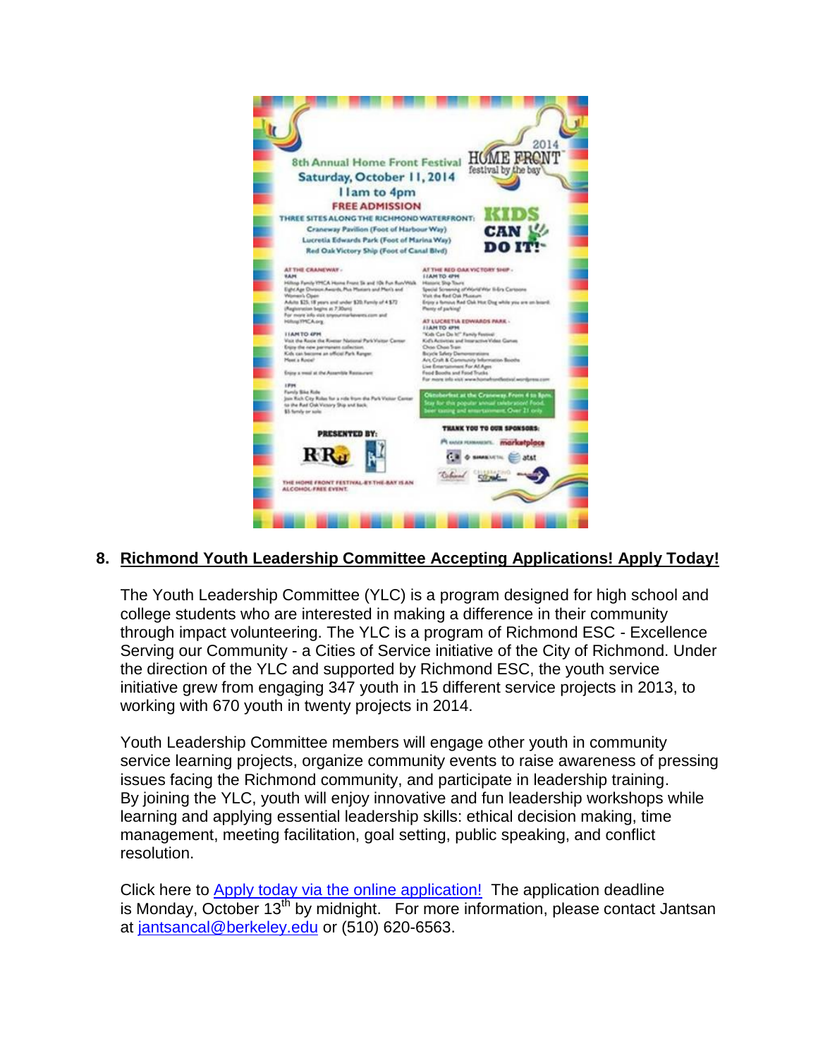8. **Richmond Youth Leadership Committee Accepting Applications! Apply Today!**

The Youth Leadership Committee (YLC) is a program designed for high school and college students who are interested in making a difference in their community through impact volunteering. The YLC is a program of Richmond ESC - Excellence Serving our Community - a Cities of Service initiative of the City of Richmond. Under the direction of the YLC and supported by Richmond ESC, the youth service initiative grew from engaging 347 youth in 15 different service projects in 2013, to working with 670 youth in twenty projects in 2014.

Youth Leadership Committee members will engage other youth in community service learning projects, organize community events to raise awareness of pressing issues facing the Richmond community, and participate in leadership training. By joining the YLC, youth will enjoy innovative and fun leadership workshops while learning and applying essential leadership skills: ethical decision making, time management, meeting facilitation, goal setting, public speaking, and conflict resolution.

Click here to Apply today via the online application! The application deadline is Monday, October 13th by midnight. For more information, please contact Jantsan at jantsancal@berkeley.edu or (510) 620-6563.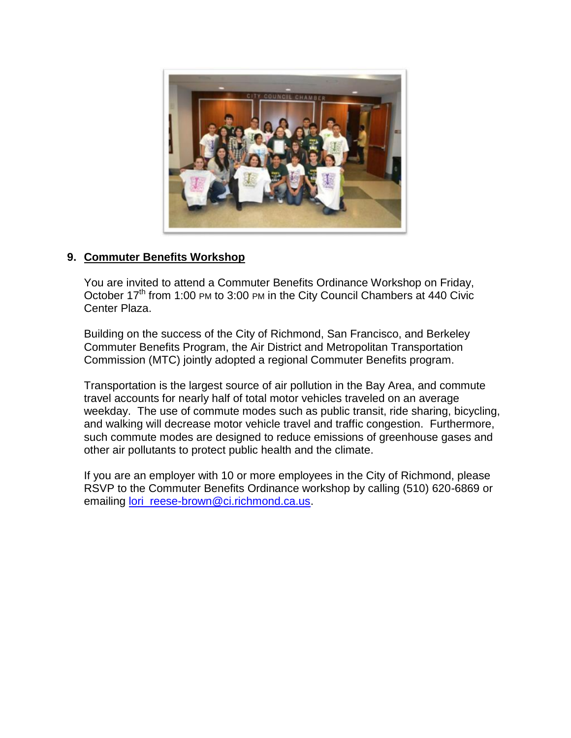## 9. Commuter Benefits Workshop

You are invited to attend a Commuter Benefits Ordinance Workshop on Friday, October 17th from 1:00 PM to 3:00 PM in the City Council Chambers at 440 Civic Center Plaza.

Building on the success of the City of Richmond, San Francisco, and Berkeley Commuter Benefits Program, the Air District and Metropolitan Transportation Commission (MTC) jointly adopted a regional Commuter Benefits program.

Transportation is the largest source of air pollution in the Bay Area, and commute travel accounts for nearly half of total motor vehicles traveled on an average weekday. The use of commute modes such as public transit, ride sharing, bicycling, and walking will decrease motor vehicle travel and traffic congestion. Furthermore, such commute modes are designed to reduce emissions of greenhouse gases and other air pollutants to protect public health and the climate.

If you are an employer with 10 or more employees in the City of Richmond, please RSVP to the Commuter Benefits Ordinance workshop by calling (510) 620-6869 or emailing lori_reese-brown@ci.richmond.ca.us.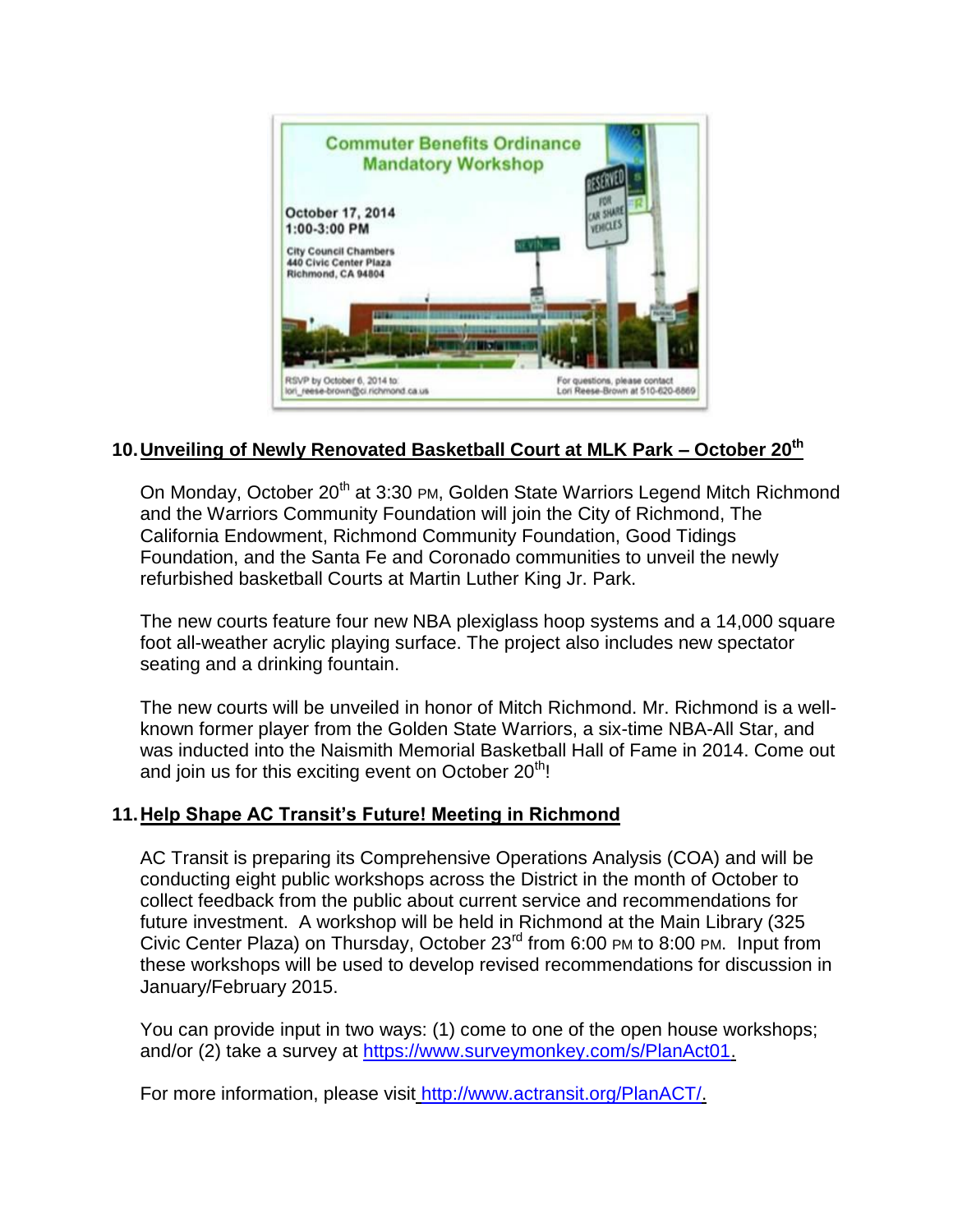**Commuter Benefits Ordinance Mandatory Workshop**

October 17, 2014
1:00-3:00 PM

City Council Chambers
440 Civic Center Plaza
Richmond, CA 94804

RSVP by October 6, 2014 to: lori_reese-brown@ci.richmond.ca.us

For questions, please contact Lori Reese-Brown at 510-620-6869

## 10. Unveiling of Newly Renovated Basketball Court at MLK Park – October 20th

On Monday, October 20th at 3:30 PM, Golden State Warriors Legend Mitch Richmond and the Warriors Community Foundation will join the City of Richmond, The California Endowment, Richmond Community Foundation, Good Tidings Foundation, and the Santa Fe and Coronado communities to unveil the newly refurbished basketball Courts at Martin Luther King Jr. Park.

The new courts feature four new NBA plexiglass hoop systems and a 14,000 square foot all-weather acrylic playing surface. The project also includes new spectator seating and a drinking fountain.

The new courts will be unveiled in honor of Mitch Richmond. Mr. Richmond is a well-known former player from the Golden State Warriors, a six-time NBA-All Star, and was inducted into the Naismith Memorial Basketball Hall of Fame in 2014. Come out and join us for this exciting event on October 20th!

## 11. Help Shape AC Transit's Future! Meeting in Richmond

AC Transit is preparing its Comprehensive Operations Analysis (COA) and will be conducting eight public workshops across the District in the month of October to collect feedback from the public about current service and recommendations for future investment. A workshop will be held in Richmond at the Main Library (325 Civic Center Plaza) on Thursday, October 23rd from 6:00 PM to 8:00 PM. Input from these workshops will be used to develop revised recommendations for discussion in January/February 2015.

You can provide input in two ways: (1) come to one of the open house workshops; and/or (2) take a survey at https://www.surveymonkey.com/s/PlanAct01.

For more information, please visit http://www.actransit.org/PlanACT/.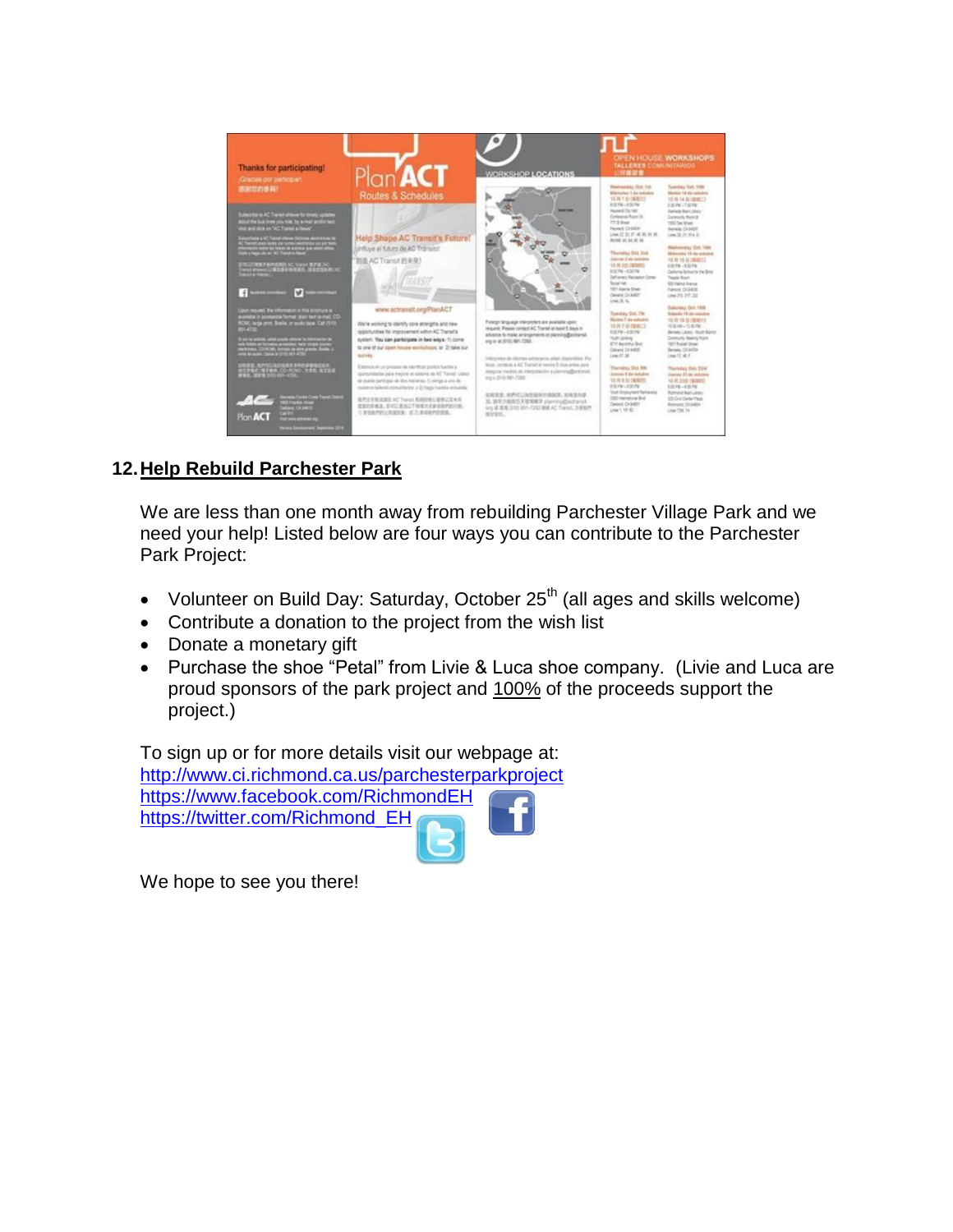## 12. Help Rebuild Parchester Park

We are less than one month away from rebuilding Parchester Village Park and we need your help! Listed below are four ways you can contribute to the Parchester Park Project:

- Volunteer on Build Day: Saturday, October 25th (all ages and skills welcome)
- Contribute a donation to the project from the wish list
- Donate a monetary gift
- Purchase the shoe "Petal" from Livie & Luca shoe company. (Livie and Luca are proud sponsors of the park project and 100% of the proceeds support the project.)

To sign up or for more details visit our webpage at:
http://www.ci.richmond.ca.us/parchesterparkproject
https://www.facebook.com/RichmondEH
https://twitter.com/Richmond_EH

We hope to see you there!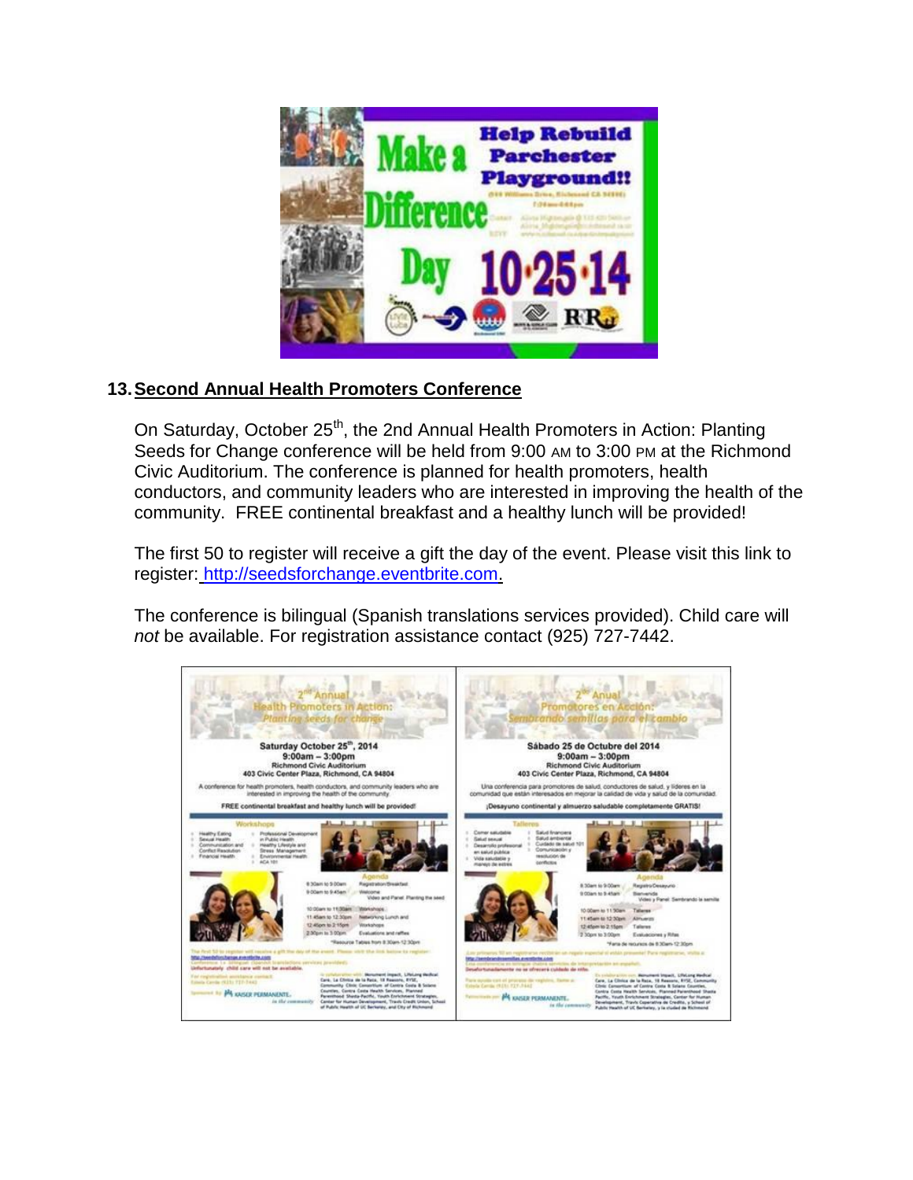## 13. Second Annual Health Promoters Conference

On Saturday, October 25th, the 2nd Annual Health Promoters in Action: Planting Seeds for Change conference will be held from 9:00 AM to 3:00 PM at the Richmond Civic Auditorium. The conference is planned for health promoters, health conductors, and community leaders who are interested in improving the health of the community. FREE continental breakfast and a healthy lunch will be provided!

The first 50 to register will receive a gift the day of the event. Please visit this link to register: http://seedsforchange.eventbrite.com.

The conference is bilingual (Spanish translations services provided). Child care will *not* be available. For registration assistance contact (925) 727-7442.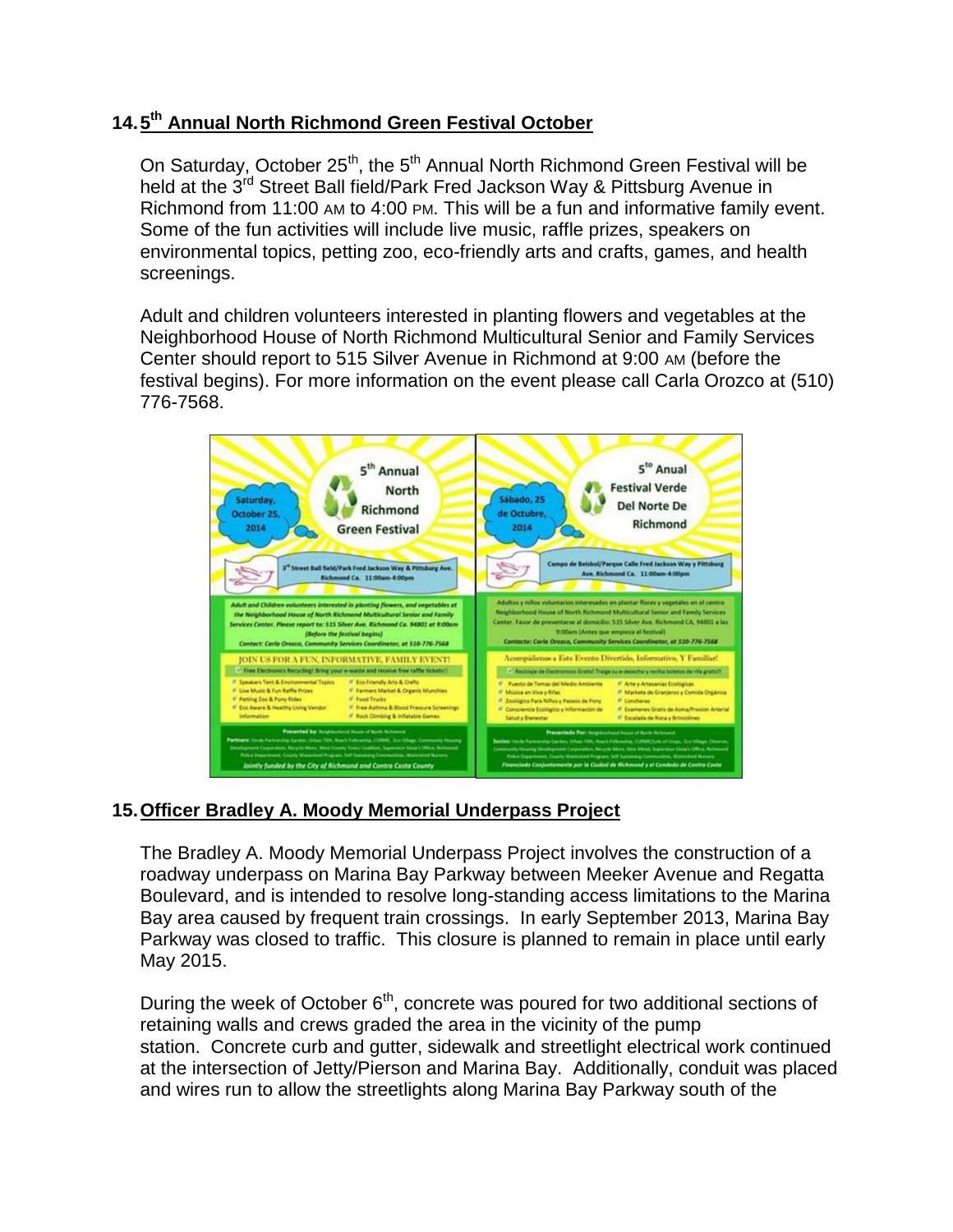## 14. 5th Annual North Richmond Green Festival October

On Saturday, October 25th, the 5th Annual North Richmond Green Festival will be held at the 3rd Street Ball field/Park Fred Jackson Way & Pittsburg Avenue in Richmond from 11:00 AM to 4:00 PM. This will be a fun and informative family event. Some of the fun activities will include live music, raffle prizes, speakers on environmental topics, petting zoo, eco-friendly arts and crafts, games, and health screenings.

Adult and children volunteers interested in planting flowers and vegetables at the Neighborhood House of North Richmond Multicultural Senior and Family Services Center should report to 515 Silver Avenue in Richmond at 9:00 AM (before the festival begins). For more information on the event please call Carla Orozco at (510) 776-7568.

## 15. Officer Bradley A. Moody Memorial Underpass Project

The Bradley A. Moody Memorial Underpass Project involves the construction of a roadway underpass on Marina Bay Parkway between Meeker Avenue and Regatta Boulevard, and is intended to resolve long-standing access limitations to the Marina Bay area caused by frequent train crossings. In early September 2013, Marina Bay Parkway was closed to traffic. This closure is planned to remain in place until early May 2015.

During the week of October 6th, concrete was poured for two additional sections of retaining walls and crews graded the area in the vicinity of the pump station. Concrete curb and gutter, sidewalk and streetlight electrical work continued at the intersection of Jetty/Pierson and Marina Bay. Additionally, conduit was placed and wires run to allow the streetlights along Marina Bay Parkway south of the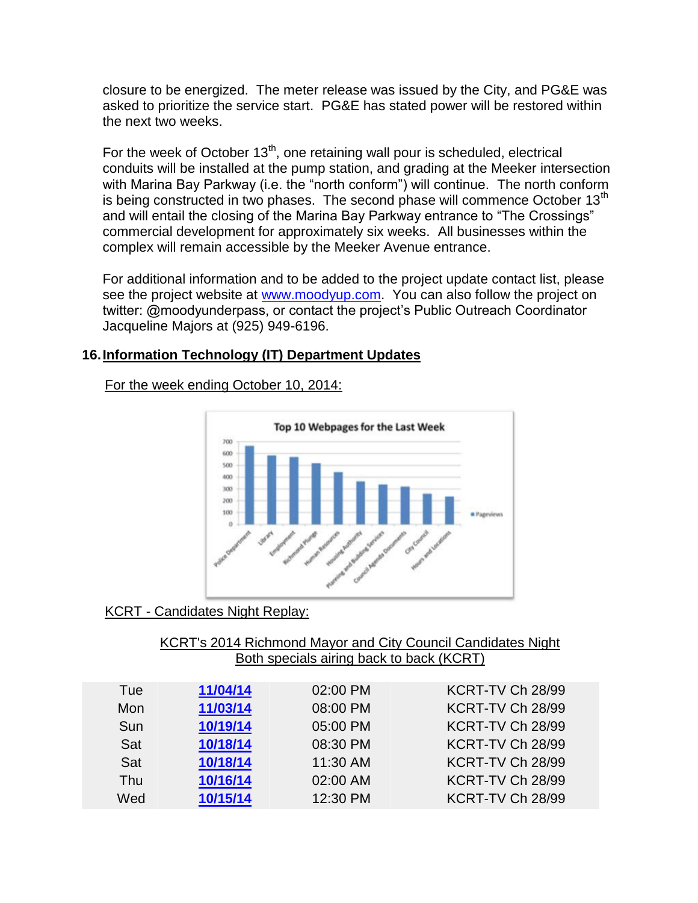closure to be energized. The meter release was issued by the City, and PG&E was asked to prioritize the service start. PG&E has stated power will be restored within the next two weeks.

For the week of October 13th, one retaining wall pour is scheduled, electrical conduits will be installed at the pump station, and grading at the Meeker intersection with Marina Bay Parkway (i.e. the "north conform") will continue. The north conform is being constructed in two phases. The second phase will commence October 13th and will entail the closing of the Marina Bay Parkway entrance to "The Crossings" commercial development for approximately six weeks. All businesses within the complex will remain accessible by the Meeker Avenue entrance.

For additional information and to be added to the project update contact list, please see the project website at www.moodyup.com. You can also follow the project on twitter: @moodyunderpass, or contact the project's Public Outreach Coordinator Jacqueline Majors at (925) 949-6196.

## 16. Information Technology (IT) Department Updates

For the week ending October 10, 2014:

Top 10 Webpages for the Last Week

| Webpage | Pageviews (approx.) |
|---|---|
| Police Department | 660 |
| Library | 580 |
| Employment | 570 |
| Richmond Plunge | 515 |
| Human Resources | 440 |
| Housing Authority | 360 |
| Planning and Building Services | 335 |
| Council Agenda Documents | 315 |
| City Council | 255 |
| Hours and Locations | 230 |

KCRT - Candidates Night Replay:

KCRT's 2014 Richmond Mayor and City Council Candidates Night
Both specials airing back to back (KCRT)

| | | | |
|---|---|---|---|
| Tue | **11/04/14** | 02:00 PM | KCRT-TV Ch 28/99 |
| Mon | **11/03/14** | 08:00 PM | KCRT-TV Ch 28/99 |
| Sun | **10/19/14** | 05:00 PM | KCRT-TV Ch 28/99 |
| Sat | **10/18/14** | 08:30 PM | KCRT-TV Ch 28/99 |
| Sat | **10/18/14** | 11:30 AM | KCRT-TV Ch 28/99 |
| Thu | **10/16/14** | 02:00 AM | KCRT-TV Ch 28/99 |
| Wed | **10/15/14** | 12:30 PM | KCRT-TV Ch 28/99 |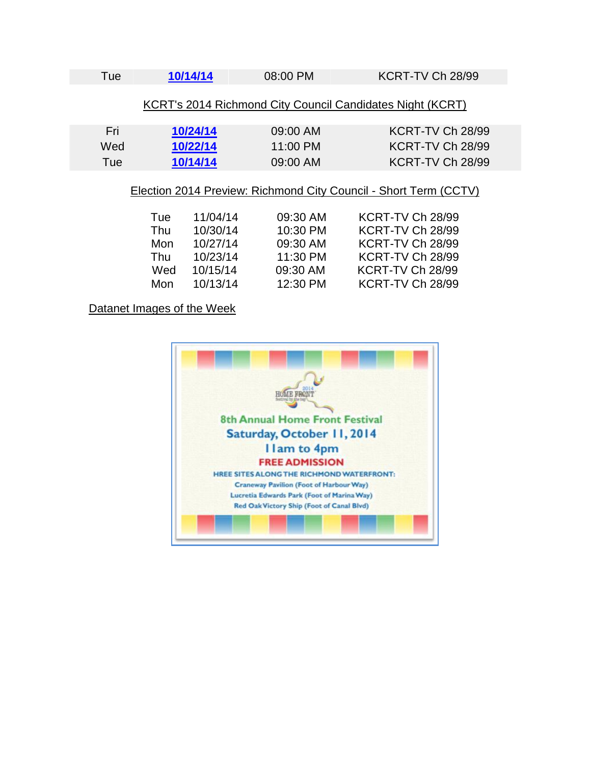| Tue | 10/14/14 | 08:00 PM | KCRT-TV Ch 28/99 |
|---|---|---|---|

KCRT's 2014 Richmond City Council Candidates Night (KCRT)

| Fri | 10/24/14 | 09:00 AM | KCRT-TV Ch 28/99 |
|---|---|---|---|
| Wed | 10/22/14 | 11:00 PM | KCRT-TV Ch 28/99 |
| Tue | 10/14/14 | 09:00 AM | KCRT-TV Ch 28/99 |

Election 2014 Preview: Richmond City Council - Short Term (CCTV)

| Tue | 11/04/14 | 09:30 AM | KCRT-TV Ch 28/99 |
|---|---|---|---|
| Thu | 10/30/14 | 10:30 PM | KCRT-TV Ch 28/99 |
| Mon | 10/27/14 | 09:30 AM | KCRT-TV Ch 28/99 |
| Thu | 10/23/14 | 11:30 PM | KCRT-TV Ch 28/99 |
| Wed | 10/15/14 | 09:30 AM | KCRT-TV Ch 28/99 |
| Mon | 10/13/14 | 12:30 PM | KCRT-TV Ch 28/99 |

Datanet Images of the Week

2014 HOME FRONT festival by the bay

8th Annual Home Front Festival

Saturday, October 11, 2014

11am to 4pm

FREE ADMISSION

HREE SITES ALONG THE RICHMOND WATERFRONT:

Craneway Pavilion (Foot of Harbour Way)

Lucretia Edwards Park (Foot of Marina Way)

Red Oak Victory Ship (Foot of Canal Blvd)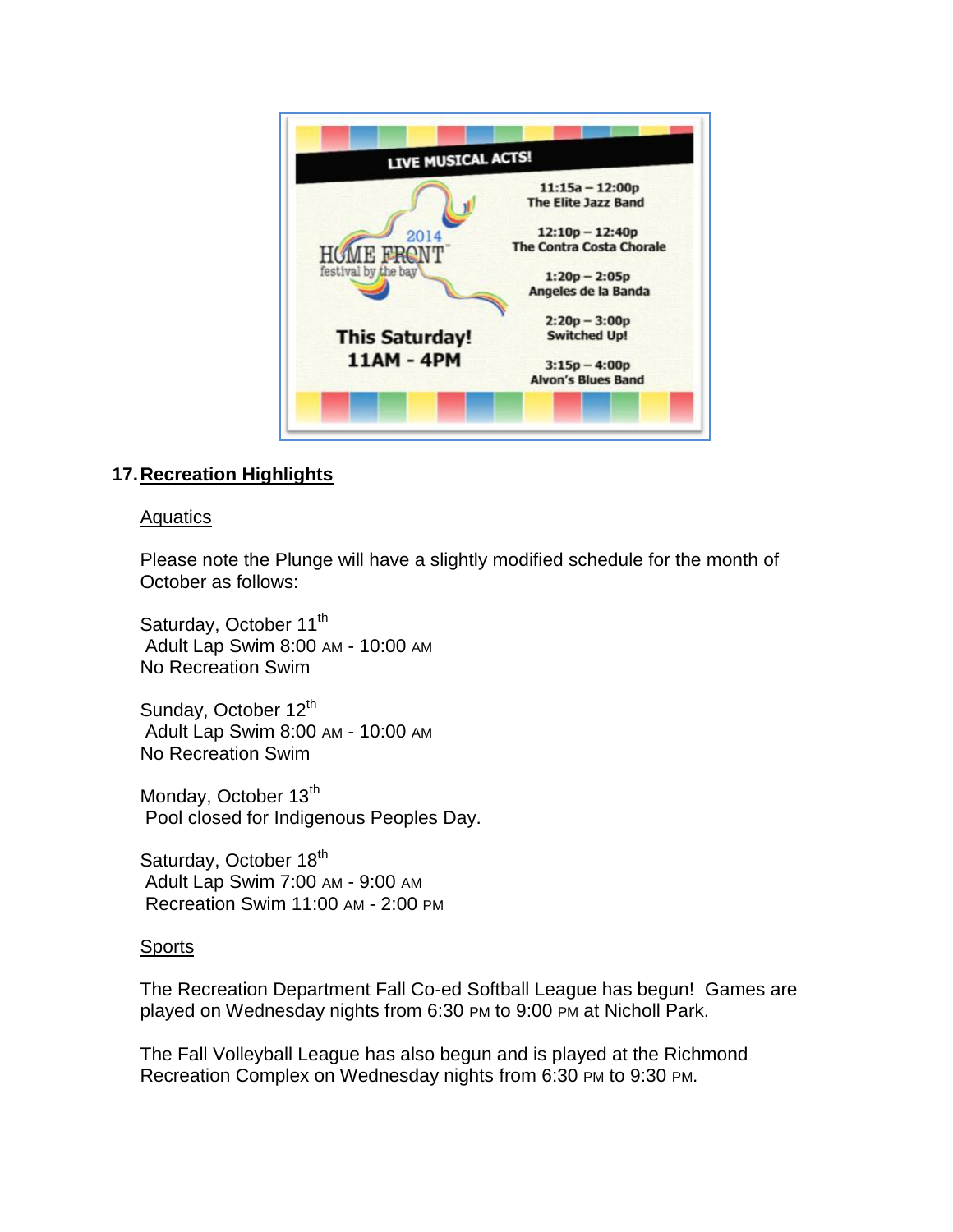LIVE MUSICAL ACTS!

2014 HOME FRONT festival by the bay

This Saturday!
11AM - 4PM

11:15a – 12:00p
The Elite Jazz Band

12:10p – 12:40p
The Contra Costa Chorale

1:20p – 2:05p
Angeles de la Banda

2:20p – 3:00p
Switched Up!

3:15p – 4:00p
Alvon's Blues Band

## 17. Recreation Highlights

### Aquatics

Please note the Plunge will have a slightly modified schedule for the month of October as follows:

Saturday, October 11th
Adult Lap Swim 8:00 AM - 10:00 AM
No Recreation Swim

Sunday, October 12th
Adult Lap Swim 8:00 AM - 10:00 AM
No Recreation Swim

Monday, October 13th
Pool closed for Indigenous Peoples Day.

Saturday, October 18th
Adult Lap Swim 7:00 AM - 9:00 AM
Recreation Swim 11:00 AM - 2:00 PM

### Sports

The Recreation Department Fall Co-ed Softball League has begun! Games are played on Wednesday nights from 6:30 PM to 9:00 PM at Nicholl Park.

The Fall Volleyball League has also begun and is played at the Richmond Recreation Complex on Wednesday nights from 6:30 PM to 9:30 PM.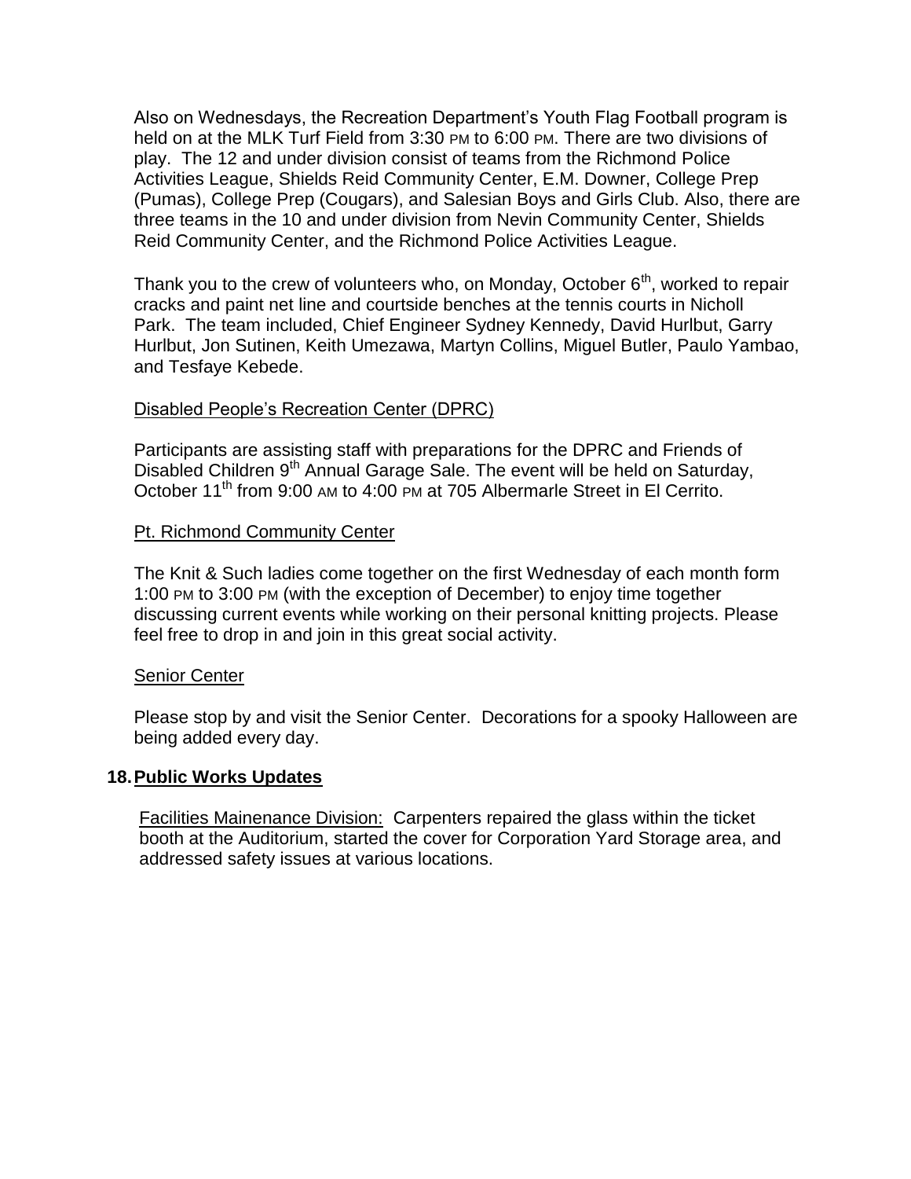Also on Wednesdays, the Recreation Department's Youth Flag Football program is held on at the MLK Turf Field from 3:30 PM to 6:00 PM. There are two divisions of play. The 12 and under division consist of teams from the Richmond Police Activities League, Shields Reid Community Center, E.M. Downer, College Prep (Pumas), College Prep (Cougars), and Salesian Boys and Girls Club. Also, there are three teams in the 10 and under division from Nevin Community Center, Shields Reid Community Center, and the Richmond Police Activities League.

Thank you to the crew of volunteers who, on Monday, October 6th, worked to repair cracks and paint net line and courtside benches at the tennis courts in Nicholl Park. The team included, Chief Engineer Sydney Kennedy, David Hurlbut, Garry Hurlbut, Jon Sutinen, Keith Umezawa, Martyn Collins, Miguel Butler, Paulo Yambao, and Tesfaye Kebede.

Disabled People's Recreation Center (DPRC)

Participants are assisting staff with preparations for the DPRC and Friends of Disabled Children 9th Annual Garage Sale. The event will be held on Saturday, October 11th from 9:00 AM to 4:00 PM at 705 Albermarle Street in El Cerrito.

Pt. Richmond Community Center

The Knit & Such ladies come together on the first Wednesday of each month form 1:00 PM to 3:00 PM (with the exception of December) to enjoy time together discussing current events while working on their personal knitting projects. Please feel free to drop in and join in this great social activity.

Senior Center

Please stop by and visit the Senior Center. Decorations for a spooky Halloween are being added every day.

**18. Public Works Updates**

Facilities Mainenance Division: Carpenters repaired the glass within the ticket booth at the Auditorium, started the cover for Corporation Yard Storage area, and addressed safety issues at various locations.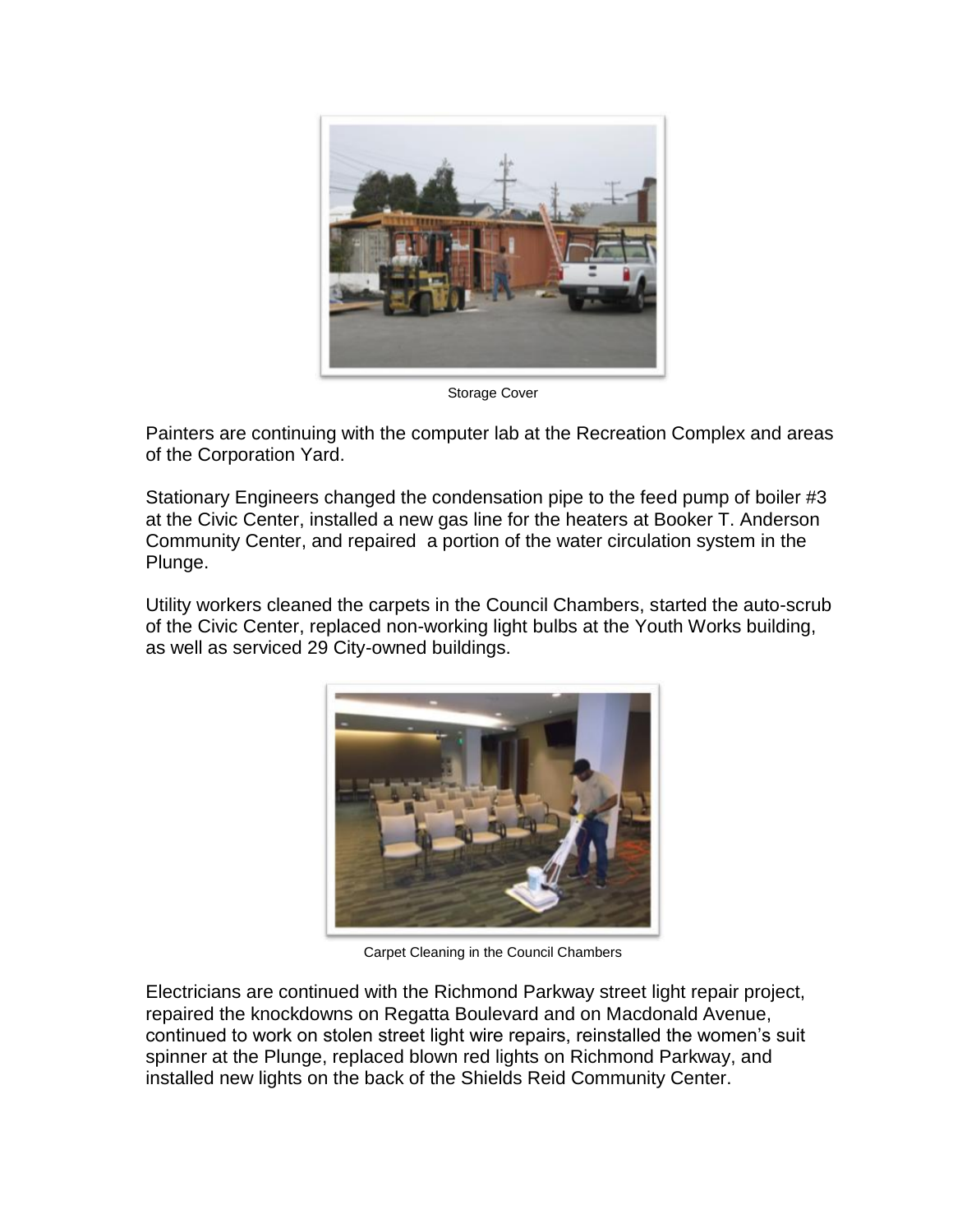Storage Cover

Painters are continuing with the computer lab at the Recreation Complex and areas of the Corporation Yard.

Stationary Engineers changed the condensation pipe to the feed pump of boiler #3 at the Civic Center, installed a new gas line for the heaters at Booker T. Anderson Community Center, and repaired a portion of the water circulation system in the Plunge.

Utility workers cleaned the carpets in the Council Chambers, started the auto-scrub of the Civic Center, replaced non-working light bulbs at the Youth Works building, as well as serviced 29 City-owned buildings.

Carpet Cleaning in the Council Chambers

Electricians are continued with the Richmond Parkway street light repair project, repaired the knockdowns on Regatta Boulevard and on Macdonald Avenue, continued to work on stolen street light wire repairs, reinstalled the women's suit spinner at the Plunge, replaced blown red lights on Richmond Parkway, and installed new lights on the back of the Shields Reid Community Center.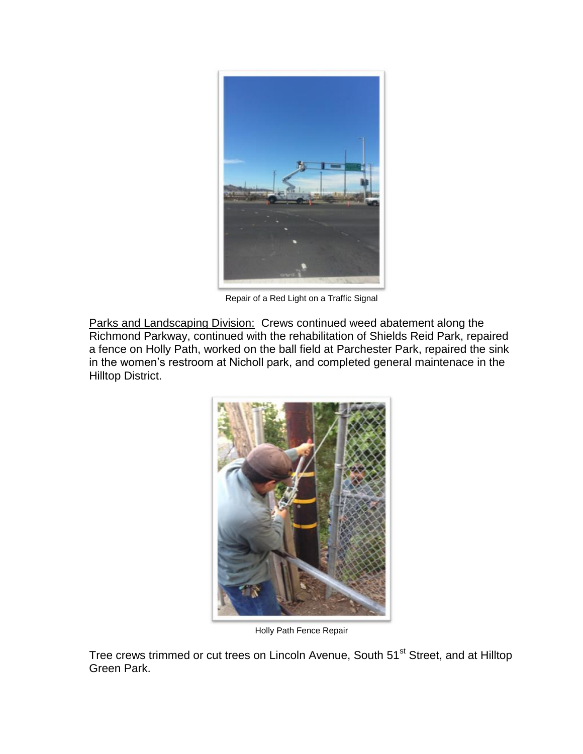Repair of a Red Light on a Traffic Signal

Parks and Landscaping Division: Crews continued weed abatement along the Richmond Parkway, continued with the rehabilitation of Shields Reid Park, repaired a fence on Holly Path, worked on the ball field at Parchester Park, repaired the sink in the women's restroom at Nicholl park, and completed general maintenace in the Hilltop District.

Holly Path Fence Repair

Tree crews trimmed or cut trees on Lincoln Avenue, South 51st Street, and at Hilltop Green Park.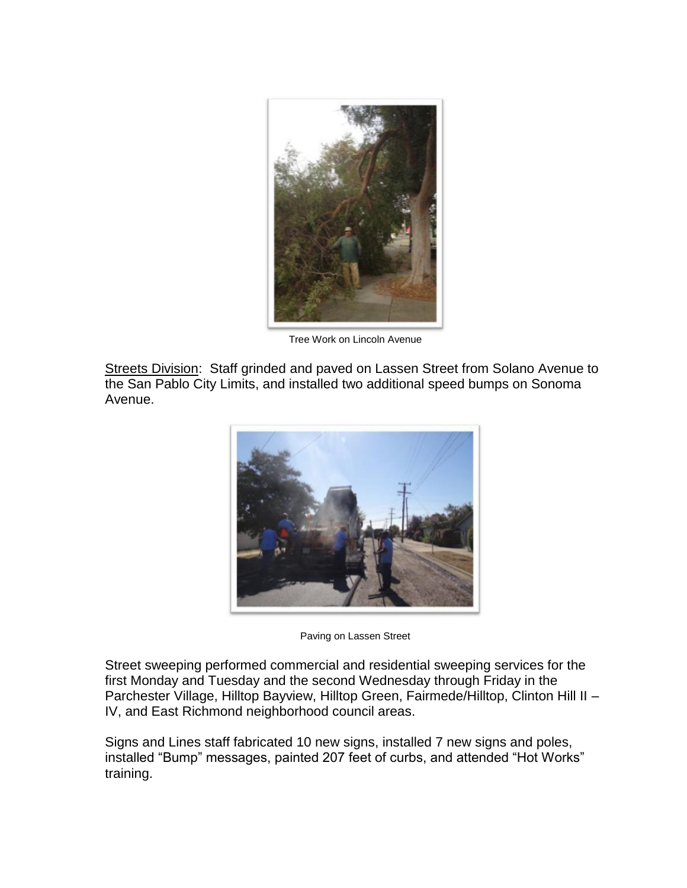Tree Work on Lincoln Avenue

Streets Division: Staff grinded and paved on Lassen Street from Solano Avenue to the San Pablo City Limits, and installed two additional speed bumps on Sonoma Avenue.

Paving on Lassen Street

Street sweeping performed commercial and residential sweeping services for the first Monday and Tuesday and the second Wednesday through Friday in the Parchester Village, Hilltop Bayview, Hilltop Green, Fairmede/Hilltop, Clinton Hill II – IV, and East Richmond neighborhood council areas.

Signs and Lines staff fabricated 10 new signs, installed 7 new signs and poles, installed "Bump" messages, painted 207 feet of curbs, and attended "Hot Works" training.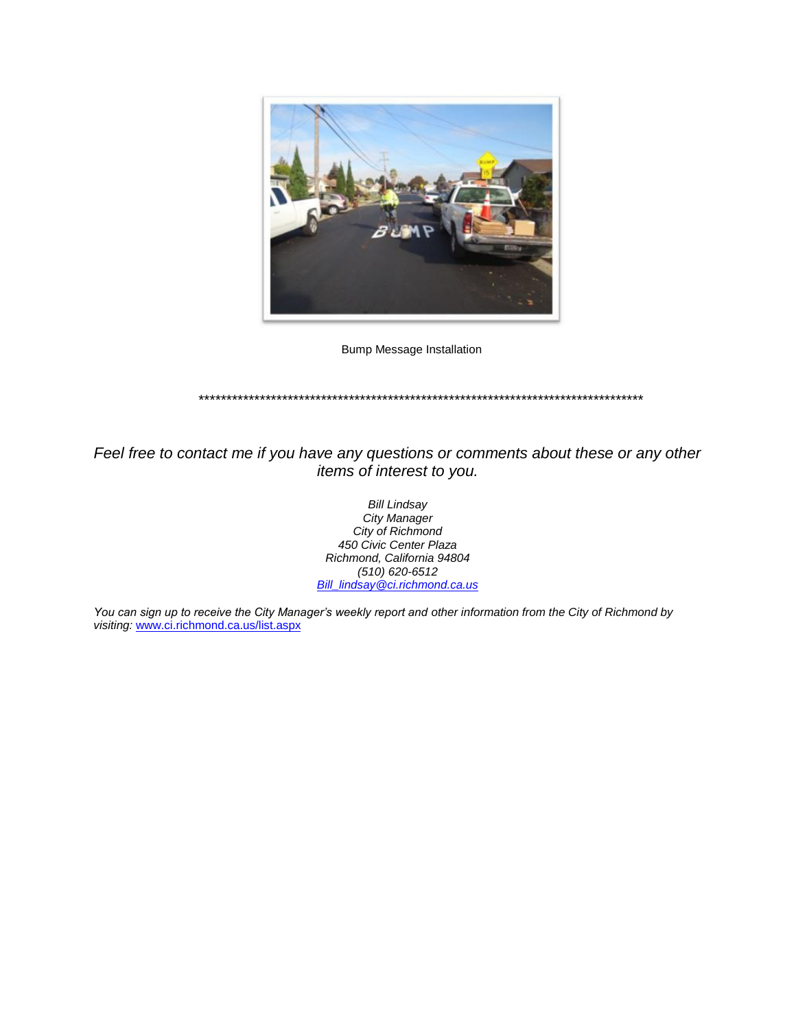Bump Message Installation

*********************************************************************************

*Feel free to contact me if you have any questions or comments about these or any other items of interest to you.*

*Bill Lindsay*
*City Manager*
*City of Richmond*
*450 Civic Center Plaza*
*Richmond, California 94804*
*(510) 620-6512*
*Bill_lindsay@ci.richmond.ca.us*

*You can sign up to receive the City Manager's weekly report and other information from the City of Richmond by visiting:* www.ci.richmond.ca.us/list.aspx